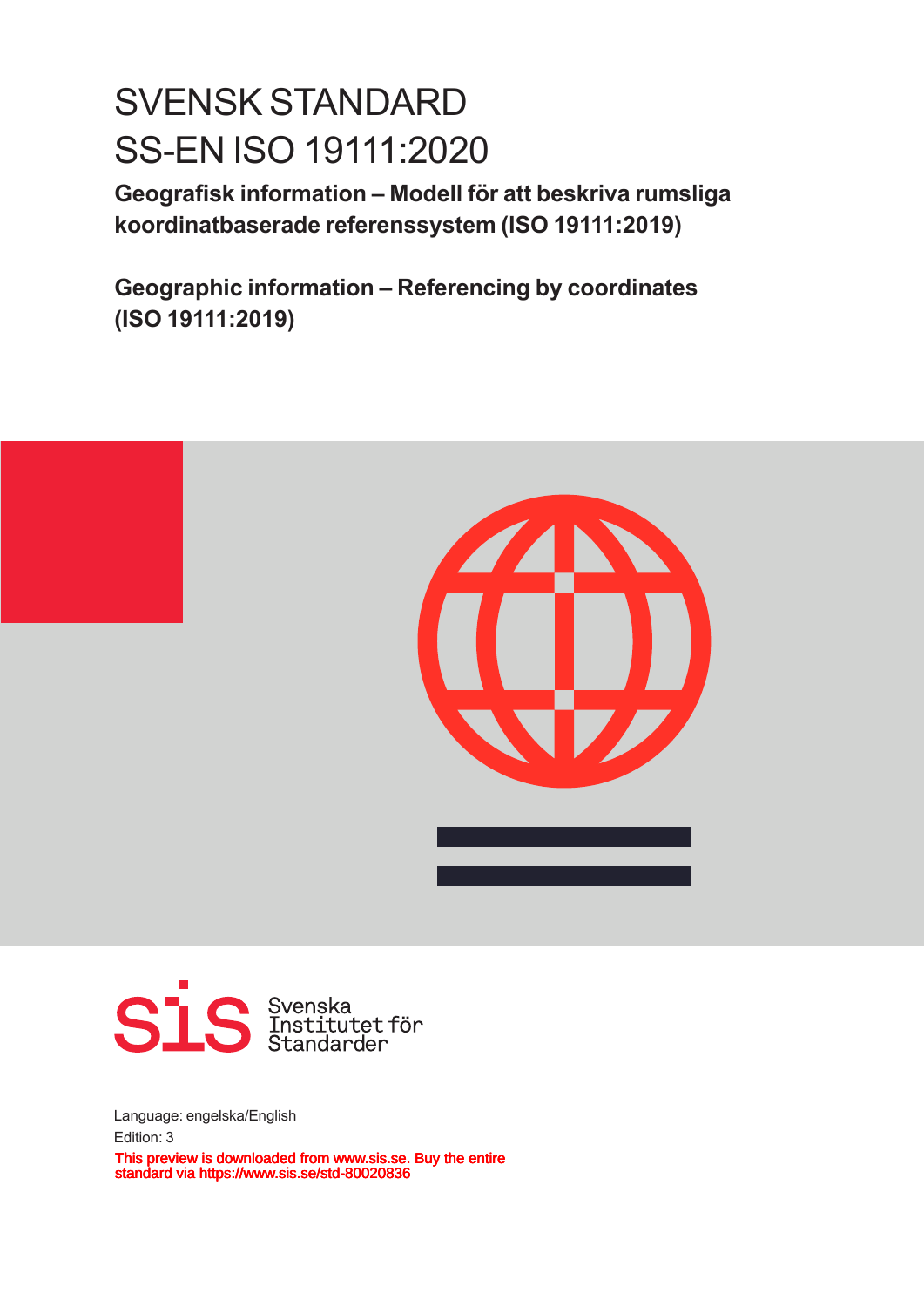# SVENSK STANDARD
# SS-EN ISO 19111:2020

**Geografisk information – Modell för att beskriva rumsliga koordinatbaserade referenssystem (ISO 19111:2019)**

**Geographic information – Referencing by coordinates (ISO 19111:2019)**

Svenska Institutet för Standarder

Language: engelska/English

Edition: 3

This preview is downloaded from www.sis.se. Buy the entire standard via https://www.sis.se/std-80020836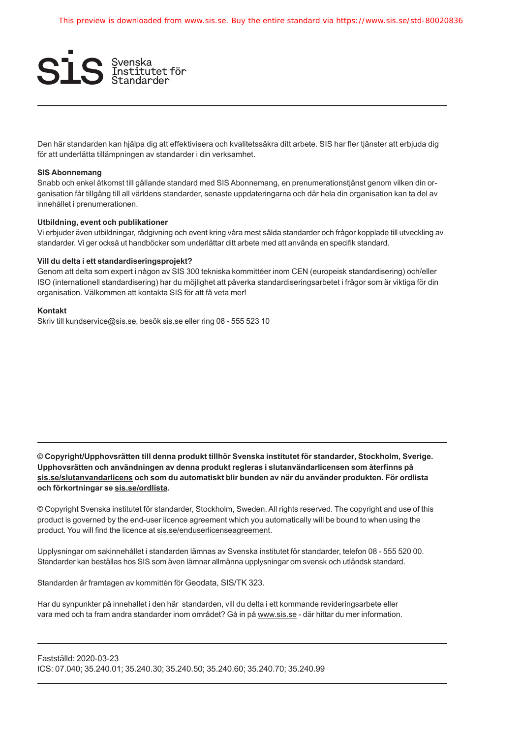This preview is downloaded from www.sis.se. Buy the entire standard via https://www.sis.se/std-80020836

Svenska Institutet för Standarder

Den här standarden kan hjälpa dig att effektivisera och kvalitetssäkra ditt arbete. SIS har fler tjänster att erbjuda dig för att underlätta tillämpningen av standarder i din verksamhet.

**SIS Abonnemang**
Snabb och enkel åtkomst till gällande standard med SIS Abonnemang, en prenumerationstjänst genom vilken din organisation får tillgång till all världens standarder, senaste uppdateringarna och där hela din organisation kan ta del av innehållet i prenumerationen.

**Utbildning, event och publikationer**
Vi erbjuder även utbildningar, rådgivning och event kring våra mest sålda standarder och frågor kopplade till utveckling av standarder. Vi ger också ut handböcker som underlättar ditt arbete med att använda en specifik standard.

**Vill du delta i ett standardiseringsprojekt?**
Genom att delta som expert i någon av SIS 300 tekniska kommittéer inom CEN (europeisk standardisering) och/eller ISO (internationell standardisering) har du möjlighet att påverka standardiseringsarbetet i frågor som är viktiga för din organisation. Välkommen att kontakta SIS för att få veta mer!

**Kontakt**
Skriv till kundservice@sis.se, besök sis.se eller ring 08 - 555 523 10

**© Copyright/Upphovsrätten till denna produkt tillhör Svenska institutet för standarder, Stockholm, Sverige. Upphovsrätten och användningen av denna produkt regleras i slutanvändarlicensen som återfinns på sis.se/slutanvandarlicens och som du automatiskt blir bunden av när du använder produkten. För ordlista och förkortningar se sis.se/ordlista.**

© Copyright Svenska institutet för standarder, Stockholm, Sweden. All rights reserved. The copyright and use of this product is governed by the end-user licence agreement which you automatically will be bound to when using the product. You will find the licence at sis.se/enduserlicenseagreement.

Upplysningar om sakinnehållet i standarden lämnas av Svenska institutet för standarder, telefon 08 - 555 520 00. Standarder kan beställas hos SIS som även lämnar allmänna upplysningar om svensk och utländsk standard.

Standarden är framtagen av kommittén för Geodata, SIS/TK 323.

Har du synpunkter på innehållet i den här standarden, vill du delta i ett kommande revideringsarbete eller vara med och ta fram andra standarder inom området? Gå in på www.sis.se - där hittar du mer information.

Fastställd: 2020-03-23
ICS: 07.040; 35.240.01; 35.240.30; 35.240.50; 35.240.60; 35.240.70; 35.240.99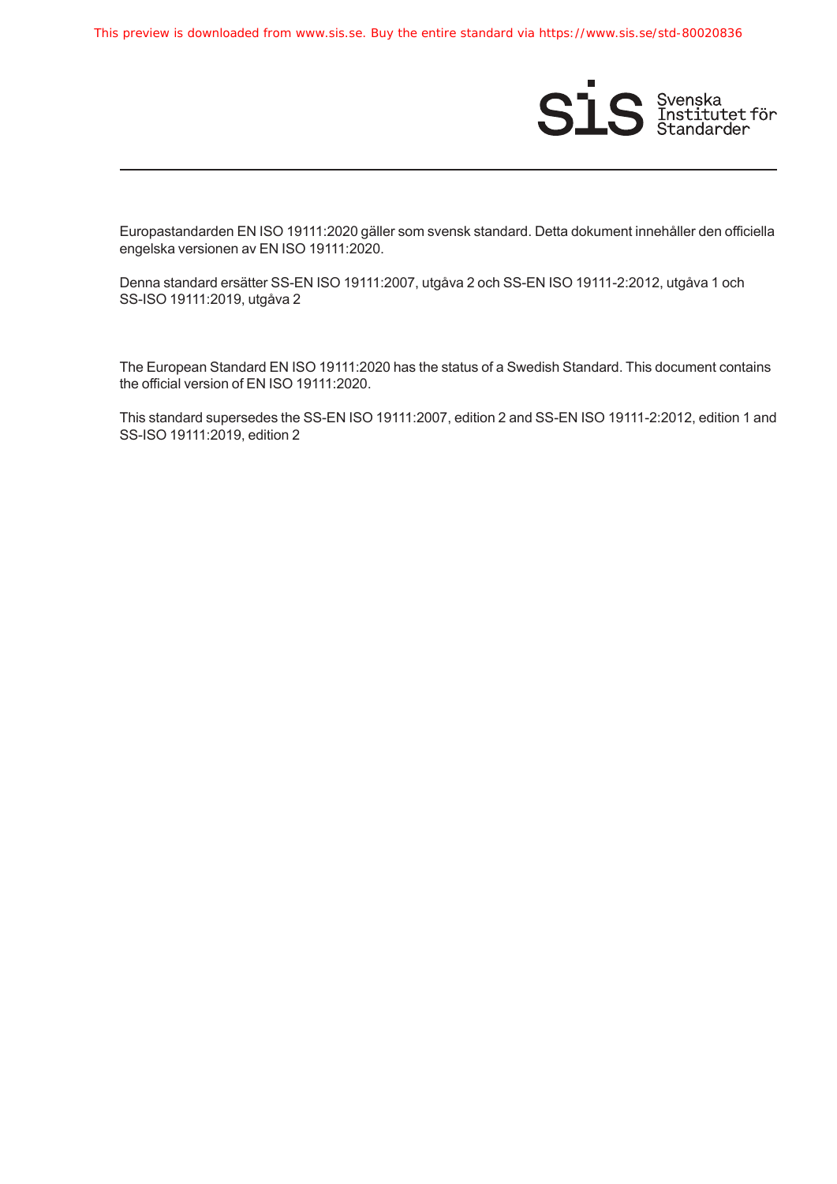Europastandarden EN ISO 19111:2020 gäller som svensk standard. Detta dokument innehåller den officiella engelska versionen av EN ISO 19111:2020.

Denna standard ersätter SS-EN ISO 19111:2007, utgåva 2 och SS-EN ISO 19111-2:2012, utgåva 1 och SS-ISO 19111:2019, utgåva 2

The European Standard EN ISO 19111:2020 has the status of a Swedish Standard. This document contains the official version of EN ISO 19111:2020.

This standard supersedes the SS-EN ISO 19111:2007, edition 2 and SS-EN ISO 19111-2:2012, edition 1 and SS-ISO 19111:2019, edition 2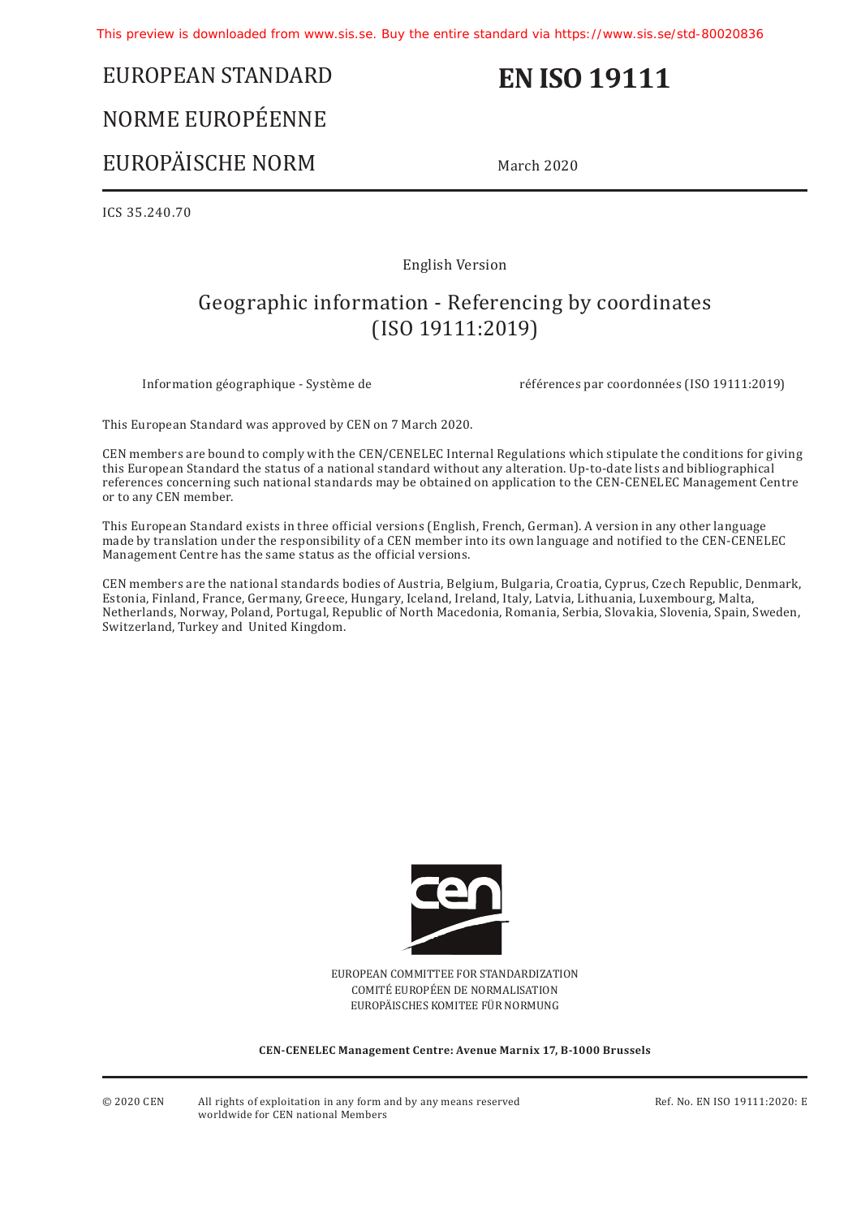This preview is downloaded from www.sis.se. Buy the entire standard via https://www.sis.se/std-80020836

# EUROPEAN STANDARD

# NORME EUROPÉENNE

# EUROPÄISCHE NORM

# EN ISO 19111

March 2020

ICS 35.240.70

English Version

## Geographic information - Referencing by coordinates (ISO 19111:2019)

Information géographique - Système de références par coordonnées (ISO 19111:2019)

This European Standard was approved by CEN on 7 March 2020.

CEN members are bound to comply with the CEN/CENELEC Internal Regulations which stipulate the conditions for giving this European Standard the status of a national standard without any alteration. Up-to-date lists and bibliographical references concerning such national standards may be obtained on application to the CEN-CENELEC Management Centre or to any CEN member.

This European Standard exists in three official versions (English, French, German). A version in any other language made by translation under the responsibility of a CEN member into its own language and notified to the CEN-CENELEC Management Centre has the same status as the official versions.

CEN members are the national standards bodies of Austria, Belgium, Bulgaria, Croatia, Cyprus, Czech Republic, Denmark, Estonia, Finland, France, Germany, Greece, Hungary, Iceland, Ireland, Italy, Latvia, Lithuania, Luxembourg, Malta, Netherlands, Norway, Poland, Portugal, Republic of North Macedonia, Romania, Serbia, Slovakia, Slovenia, Spain, Sweden, Switzerland, Turkey and United Kingdom.

EUROPEAN COMMITTEE FOR STANDARDIZATION
COMITÉ EUROPÉEN DE NORMALISATION
EUROPÄISCHES KOMITEE FÜR NORMUNG

**CEN-CENELEC Management Centre: Avenue Marnix 17, B-1000 Brussels**

© 2020 CEN All rights of exploitation in any form and by any means reserved worldwide for CEN national Members

Ref. No. EN ISO 19111:2020: E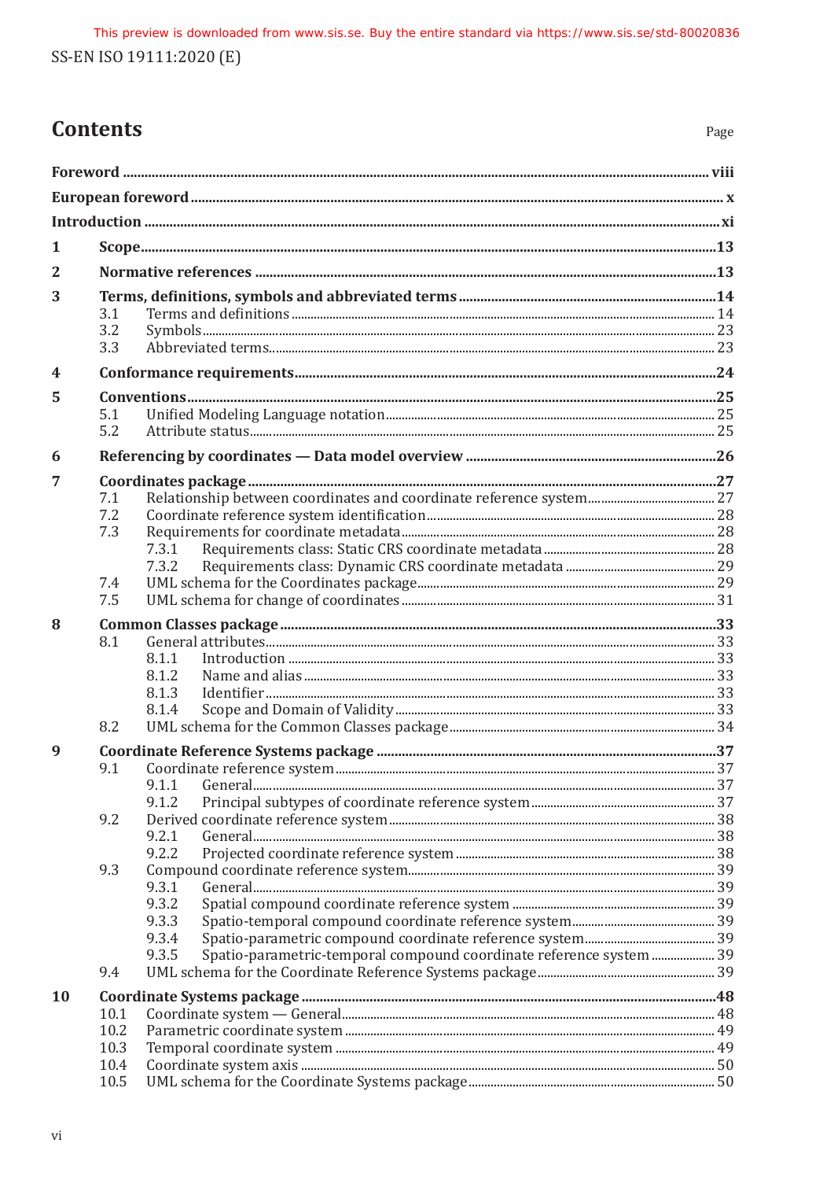# Contents

Page

**Foreword** ... viii

**European foreword** ... x

**Introduction** ... xi

**1 Scope** ... 13

**2 Normative references** ... 13

**3 Terms, definitions, symbols and abbreviated terms** ... 14

- 3.1 Terms and definitions ... 14
- 3.2 Symbols ... 23
- 3.3 Abbreviated terms ... 23

**4 Conformance requirements** ... 24

**5 Conventions** ... 25

- 5.1 Unified Modeling Language notation ... 25
- 5.2 Attribute status ... 25

**6 Referencing by coordinates — Data model overview** ... 26

**7 Coordinates package** ... 27

- 7.1 Relationship between coordinates and coordinate reference system ... 27
- 7.2 Coordinate reference system identification ... 28
- 7.3 Requirements for coordinate metadata ... 28
  - 7.3.1 Requirements class: Static CRS coordinate metadata ... 28
  - 7.3.2 Requirements class: Dynamic CRS coordinate metadata ... 29
- 7.4 UML schema for the Coordinates package ... 29
- 7.5 UML schema for change of coordinates ... 31

**8 Common Classes package** ... 33

- 8.1 General attributes ... 33
  - 8.1.1 Introduction ... 33
  - 8.1.2 Name and alias ... 33
  - 8.1.3 Identifier ... 33
  - 8.1.4 Scope and Domain of Validity ... 33
- 8.2 UML schema for the Common Classes package ... 34

**9 Coordinate Reference Systems package** ... 37

- 9.1 Coordinate reference system ... 37
  - 9.1.1 General ... 37
  - 9.1.2 Principal subtypes of coordinate reference system ... 37
- 9.2 Derived coordinate reference system ... 38
  - 9.2.1 General ... 38
  - 9.2.2 Projected coordinate reference system ... 38
- 9.3 Compound coordinate reference system ... 39
  - 9.3.1 General ... 39
  - 9.3.2 Spatial compound coordinate reference system ... 39
  - 9.3.3 Spatio-temporal compound coordinate reference system ... 39
  - 9.3.4 Spatio-parametric compound coordinate reference system ... 39
  - 9.3.5 Spatio-parametric-temporal compound coordinate reference system ... 39
- 9.4 UML schema for the Coordinate Reference Systems package ... 39

**10 Coordinate Systems package** ... 48

- 10.1 Coordinate system — General ... 48
- 10.2 Parametric coordinate system ... 49
- 10.3 Temporal coordinate system ... 49
- 10.4 Coordinate system axis ... 50
- 10.5 UML schema for the Coordinate Systems package ... 50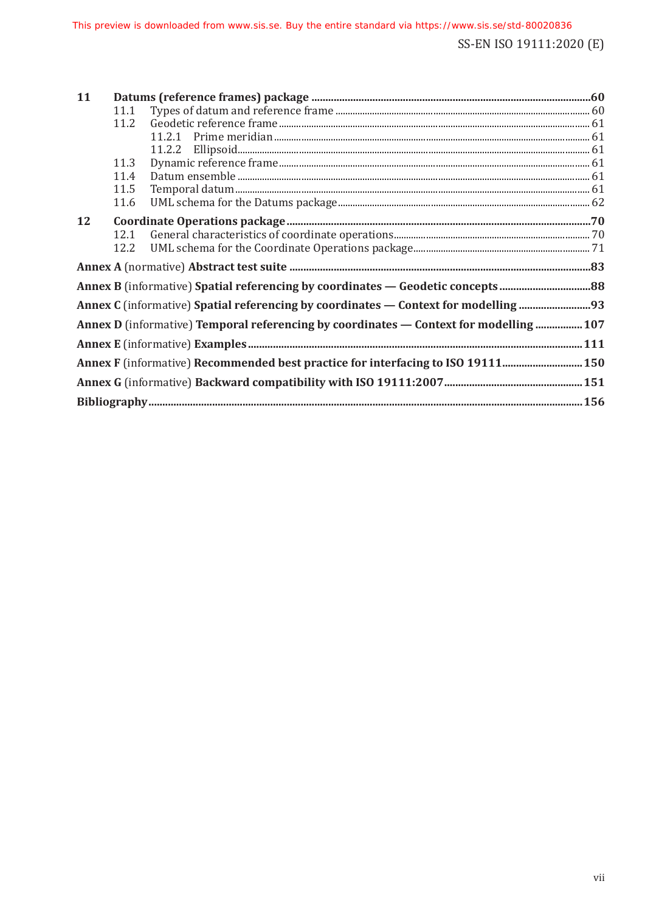**11 Datums (reference frames) package** .....60

- 11.1 Types of datum and reference frame .....60
- 11.2 Geodetic reference frame .....61
  - 11.2.1 Prime meridian .....61
  - 11.2.2 Ellipsoid .....61
- 11.3 Dynamic reference frame .....61
- 11.4 Datum ensemble .....61
- 11.5 Temporal datum .....61
- 11.6 UML schema for the Datums package .....62

**12 Coordinate Operations package** .....70

- 12.1 General characteristics of coordinate operations .....70
- 12.2 UML schema for the Coordinate Operations package .....71

**Annex A** (normative) **Abstract test suite** .....83

**Annex B** (informative) **Spatial referencing by coordinates — Geodetic concepts** .....88

**Annex C** (informative) **Spatial referencing by coordinates — Context for modelling** .....93

**Annex D** (informative) **Temporal referencing by coordinates — Context for modelling** .....107

**Annex E** (informative) **Examples** .....111

**Annex F** (informative) **Recommended best practice for interfacing to ISO 19111** .....150

**Annex G** (informative) **Backward compatibility with ISO 19111:2007** .....151

**Bibliography** .....156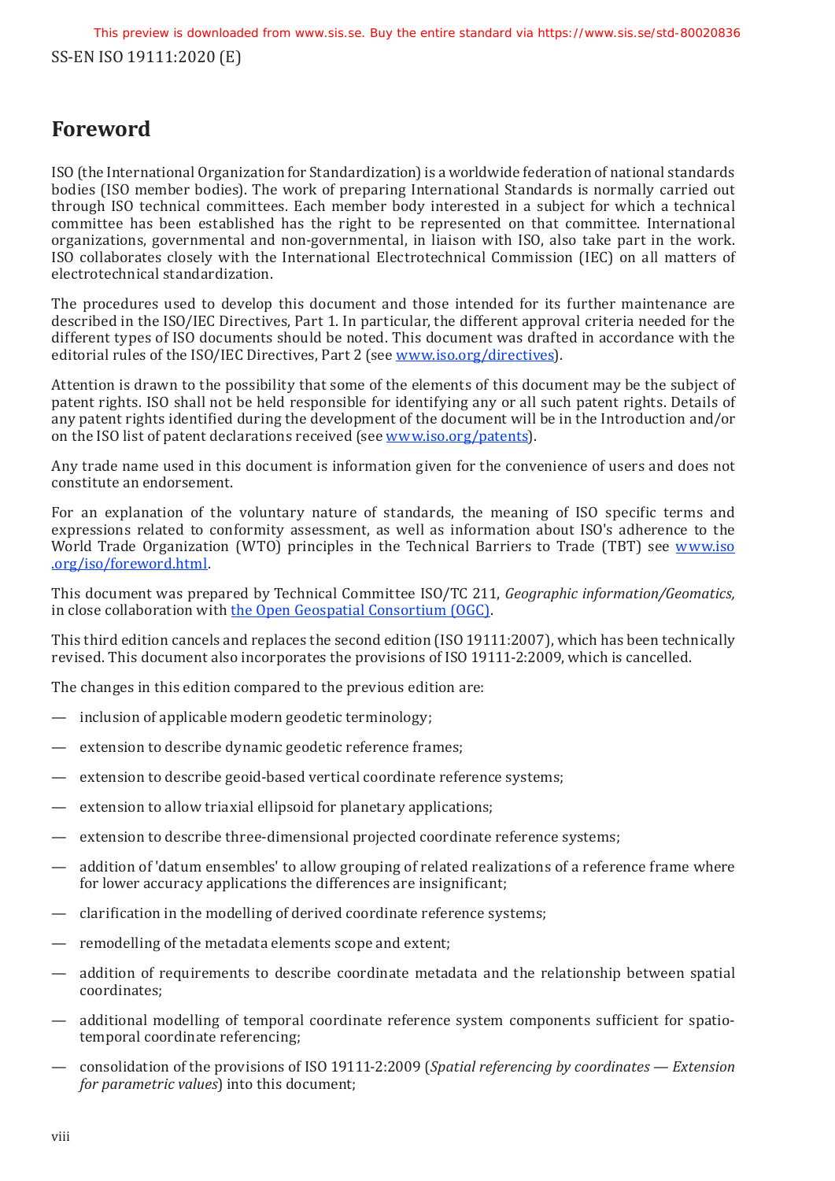# Foreword

ISO (the International Organization for Standardization) is a worldwide federation of national standards bodies (ISO member bodies). The work of preparing International Standards is normally carried out through ISO technical committees. Each member body interested in a subject for which a technical committee has been established has the right to be represented on that committee. International organizations, governmental and non-governmental, in liaison with ISO, also take part in the work. ISO collaborates closely with the International Electrotechnical Commission (IEC) on all matters of electrotechnical standardization.

The procedures used to develop this document and those intended for its further maintenance are described in the ISO/IEC Directives, Part 1. In particular, the different approval criteria needed for the different types of ISO documents should be noted. This document was drafted in accordance with the editorial rules of the ISO/IEC Directives, Part 2 (see www.iso.org/directives).

Attention is drawn to the possibility that some of the elements of this document may be the subject of patent rights. ISO shall not be held responsible for identifying any or all such patent rights. Details of any patent rights identified during the development of the document will be in the Introduction and/or on the ISO list of patent declarations received (see www.iso.org/patents).

Any trade name used in this document is information given for the convenience of users and does not constitute an endorsement.

For an explanation of the voluntary nature of standards, the meaning of ISO specific terms and expressions related to conformity assessment, as well as information about ISO's adherence to the World Trade Organization (WTO) principles in the Technical Barriers to Trade (TBT) see www.iso.org/iso/foreword.html.

This document was prepared by Technical Committee ISO/TC 211, *Geographic information/Geomatics,* in close collaboration with the Open Geospatial Consortium (OGC).

This third edition cancels and replaces the second edition (ISO 19111:2007), which has been technically revised. This document also incorporates the provisions of ISO 19111-2:2009, which is cancelled.

The changes in this edition compared to the previous edition are:

— inclusion of applicable modern geodetic terminology;

— extension to describe dynamic geodetic reference frames;

— extension to describe geoid-based vertical coordinate reference systems;

— extension to allow triaxial ellipsoid for planetary applications;

— extension to describe three-dimensional projected coordinate reference systems;

— addition of 'datum ensembles' to allow grouping of related realizations of a reference frame where for lower accuracy applications the differences are insignificant;

— clarification in the modelling of derived coordinate reference systems;

— remodelling of the metadata elements scope and extent;

— addition of requirements to describe coordinate metadata and the relationship between spatial coordinates;

— additional modelling of temporal coordinate reference system components sufficient for spatio-temporal coordinate referencing;

— consolidation of the provisions of ISO 19111-2:2009 (*Spatial referencing by coordinates — Extension for parametric values*) into this document;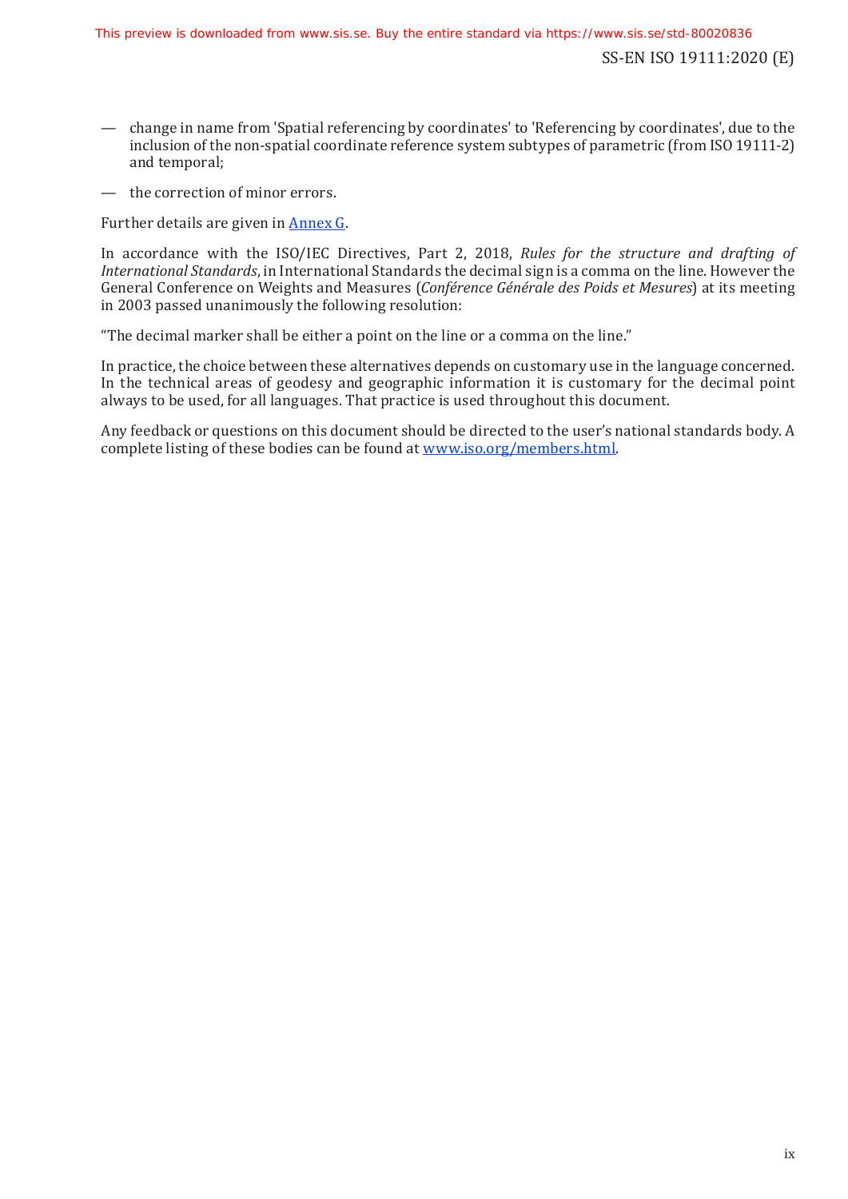- change in name from 'Spatial referencing by coordinates' to 'Referencing by coordinates', due to the inclusion of the non-spatial coordinate reference system subtypes of parametric (from ISO 19111-2) and temporal;
- the correction of minor errors.

Further details are given in Annex G.

In accordance with the ISO/IEC Directives, Part 2, 2018, *Rules for the structure and drafting of International Standards*, in International Standards the decimal sign is a comma on the line. However the General Conference on Weights and Measures (*Conférence Générale des Poids et Mesures*) at its meeting in 2003 passed unanimously the following resolution:

"The decimal marker shall be either a point on the line or a comma on the line."

In practice, the choice between these alternatives depends on customary use in the language concerned. In the technical areas of geodesy and geographic information it is customary for the decimal point always to be used, for all languages. That practice is used throughout this document.

Any feedback or questions on this document should be directed to the user's national standards body. A complete listing of these bodies can be found at www.iso.org/members.html.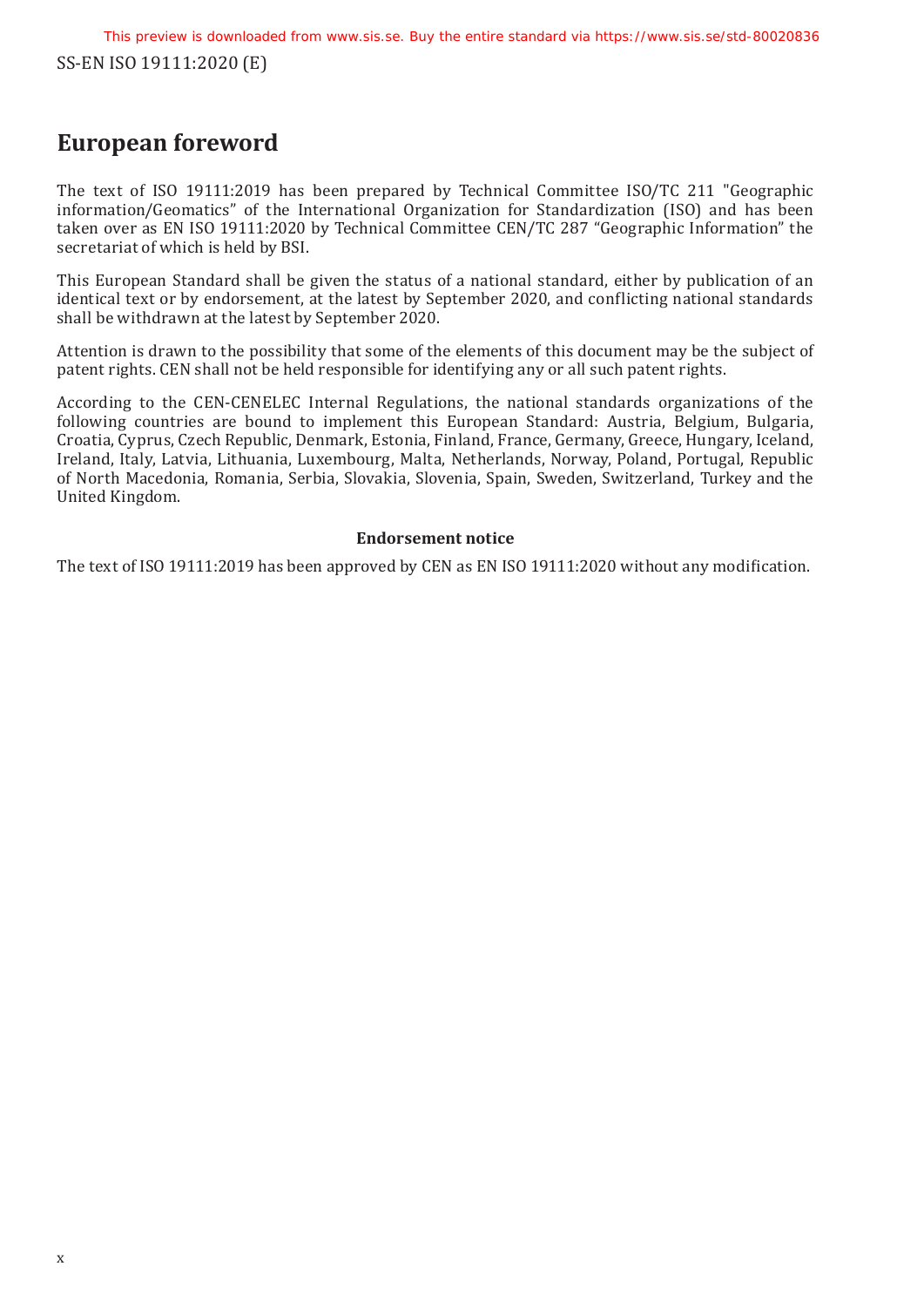## European foreword

The text of ISO 19111:2019 has been prepared by Technical Committee ISO/TC 211 "Geographic information/Geomatics" of the International Organization for Standardization (ISO) and has been taken over as EN ISO 19111:2020 by Technical Committee CEN/TC 287 "Geographic Information" the secretariat of which is held by BSI.

This European Standard shall be given the status of a national standard, either by publication of an identical text or by endorsement, at the latest by September 2020, and conflicting national standards shall be withdrawn at the latest by September 2020.

Attention is drawn to the possibility that some of the elements of this document may be the subject of patent rights. CEN shall not be held responsible for identifying any or all such patent rights.

According to the CEN-CENELEC Internal Regulations, the national standards organizations of the following countries are bound to implement this European Standard: Austria, Belgium, Bulgaria, Croatia, Cyprus, Czech Republic, Denmark, Estonia, Finland, France, Germany, Greece, Hungary, Iceland, Ireland, Italy, Latvia, Lithuania, Luxembourg, Malta, Netherlands, Norway, Poland, Portugal, Republic of North Macedonia, Romania, Serbia, Slovakia, Slovenia, Spain, Sweden, Switzerland, Turkey and the United Kingdom.

**Endorsement notice**

The text of ISO 19111:2019 has been approved by CEN as EN ISO 19111:2020 without any modification.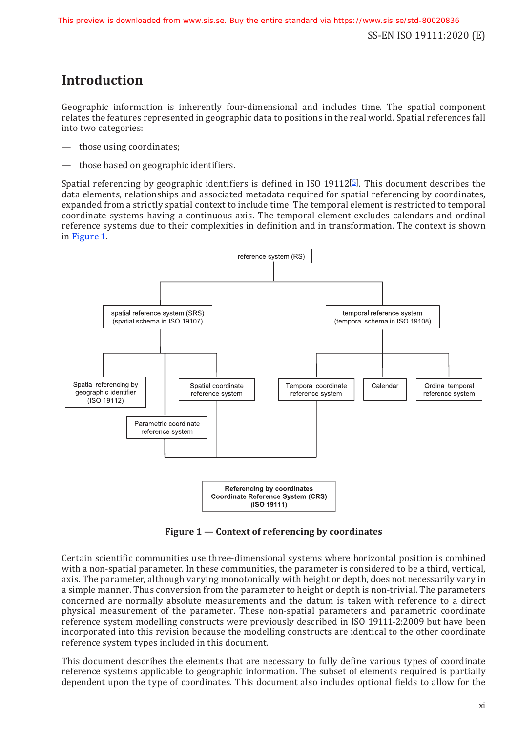# Introduction

Geographic information is inherently four-dimensional and includes time. The spatial component relates the features represented in geographic data to positions in the real world. Spatial references fall into two categories:

— those using coordinates;

— those based on geographic identifiers.

Spatial referencing by geographic identifiers is defined in ISO 19112[5]. This document describes the data elements, relationships and associated metadata required for spatial referencing by coordinates, expanded from a strictly spatial context to include time. The temporal element is restricted to temporal coordinate systems having a continuous axis. The temporal element excludes calendars and ordinal reference systems due to their complexities in definition and in transformation. The context is shown in Figure 1.

reference system (RS)

spatial reference system (SRS) (spatial schema in ISO 19107)

temporal reference system (temporal schema in ISO 19108)

Spatial referencing by geographic identifier (ISO 19112)

Spatial coordinate reference system

Parametric coordinate reference system

Temporal coordinate reference system

Calendar

Ordinal temporal reference system

**Referencing by coordinates Coordinate Reference System (CRS) (ISO 19111)**

**Figure 1 — Context of referencing by coordinates**

Certain scientific communities use three-dimensional systems where horizontal position is combined with a non-spatial parameter. In these communities, the parameter is considered to be a third, vertical, axis. The parameter, although varying monotonically with height or depth, does not necessarily vary in a simple manner. Thus conversion from the parameter to height or depth is non-trivial. The parameters concerned are normally absolute measurements and the datum is taken with reference to a direct physical measurement of the parameter. These non-spatial parameters and parametric coordinate reference system modelling constructs were previously described in ISO 19111-2:2009 but have been incorporated into this revision because the modelling constructs are identical to the other coordinate reference system types included in this document.

This document describes the elements that are necessary to fully define various types of coordinate reference systems applicable to geographic information. The subset of elements required is partially dependent upon the type of coordinates. This document also includes optional fields to allow for the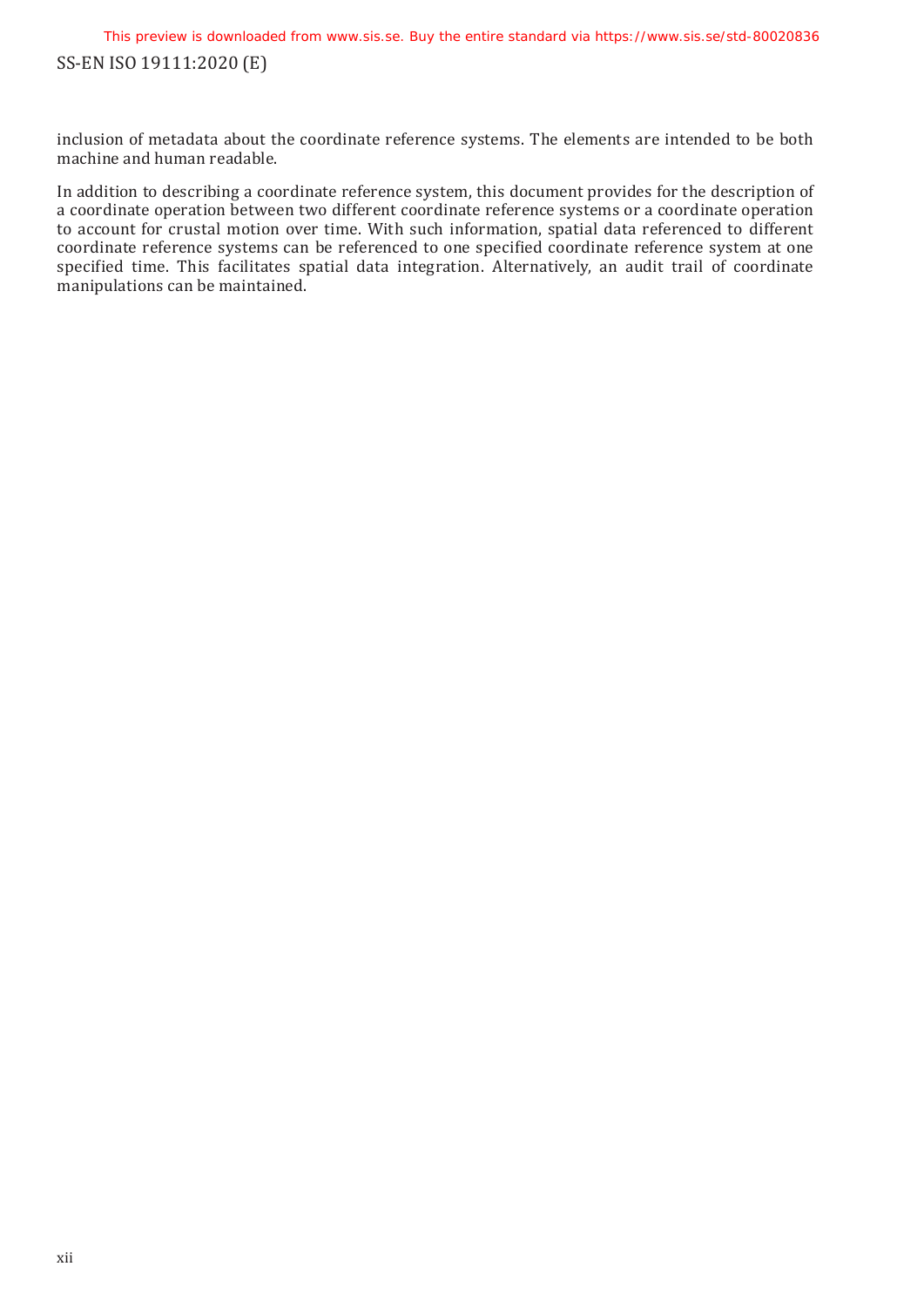inclusion of metadata about the coordinate reference systems. The elements are intended to be both machine and human readable.

In addition to describing a coordinate reference system, this document provides for the description of a coordinate operation between two different coordinate reference systems or a coordinate operation to account for crustal motion over time. With such information, spatial data referenced to different coordinate reference systems can be referenced to one specified coordinate reference system at one specified time. This facilitates spatial data integration. Alternatively, an audit trail of coordinate manipulations can be maintained.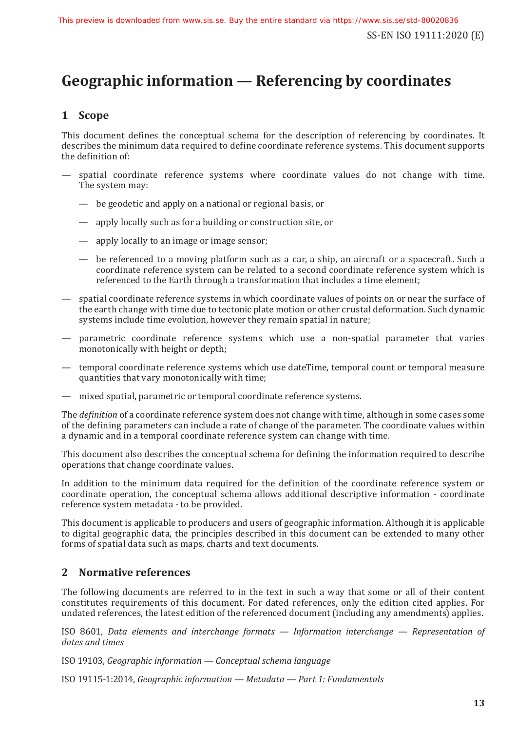# Geographic information — Referencing by coordinates

## 1 Scope

This document defines the conceptual schema for the description of referencing by coordinates. It describes the minimum data required to define coordinate reference systems. This document supports the definition of:

- spatial coordinate reference systems where coordinate values do not change with time. The system may:
  - be geodetic and apply on a national or regional basis, or
  - apply locally such as for a building or construction site, or
  - apply locally to an image or image sensor;
  - be referenced to a moving platform such as a car, a ship, an aircraft or a spacecraft. Such a coordinate reference system can be related to a second coordinate reference system which is referenced to the Earth through a transformation that includes a time element;
- spatial coordinate reference systems in which coordinate values of points on or near the surface of the earth change with time due to tectonic plate motion or other crustal deformation. Such dynamic systems include time evolution, however they remain spatial in nature;
- parametric coordinate reference systems which use a non-spatial parameter that varies monotonically with height or depth;
- temporal coordinate reference systems which use dateTime, temporal count or temporal measure quantities that vary monotonically with time;
- mixed spatial, parametric or temporal coordinate reference systems.

The *definition* of a coordinate reference system does not change with time, although in some cases some of the defining parameters can include a rate of change of the parameter. The coordinate values within a dynamic and in a temporal coordinate reference system can change with time.

This document also describes the conceptual schema for defining the information required to describe operations that change coordinate values.

In addition to the minimum data required for the definition of the coordinate reference system or coordinate operation, the conceptual schema allows additional descriptive information - coordinate reference system metadata - to be provided.

This document is applicable to producers and users of geographic information. Although it is applicable to digital geographic data, the principles described in this document can be extended to many other forms of spatial data such as maps, charts and text documents.

## 2 Normative references

The following documents are referred to in the text in such a way that some or all of their content constitutes requirements of this document. For dated references, only the edition cited applies. For undated references, the latest edition of the referenced document (including any amendments) applies.

ISO 8601, *Data elements and interchange formats — Information interchange — Representation of dates and times*

ISO 19103, *Geographic information — Conceptual schema language*

ISO 19115-1:2014, *Geographic information — Metadata — Part 1: Fundamentals*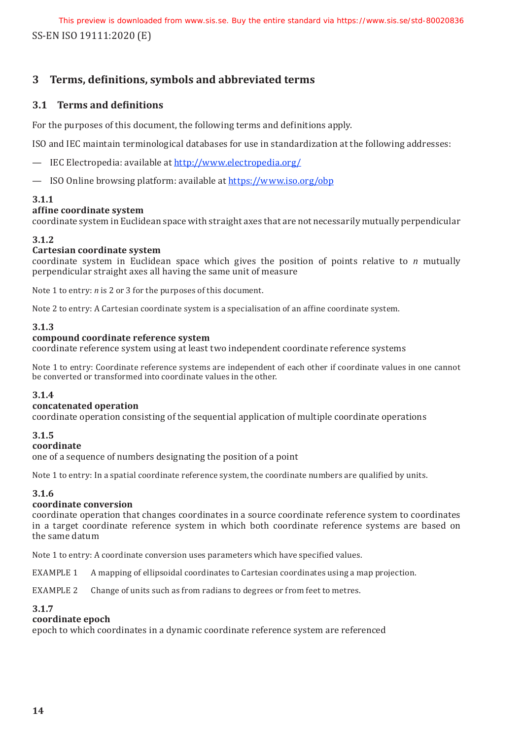## 3 Terms, definitions, symbols and abbreviated terms

### 3.1 Terms and definitions

For the purposes of this document, the following terms and definitions apply.

ISO and IEC maintain terminological databases for use in standardization at the following addresses:

— IEC Electropedia: available at http://www.electropedia.org/

— ISO Online browsing platform: available at https://www.iso.org/obp

**3.1.1**
**affine coordinate system**
coordinate system in Euclidean space with straight axes that are not necessarily mutually perpendicular

**3.1.2**
**Cartesian coordinate system**
coordinate system in Euclidean space which gives the position of points relative to $n$ mutually perpendicular straight axes all having the same unit of measure

Note 1 to entry: $n$ is 2 or 3 for the purposes of this document.

Note 2 to entry: A Cartesian coordinate system is a specialisation of an affine coordinate system.

**3.1.3**
**compound coordinate reference system**
coordinate reference system using at least two independent coordinate reference systems

Note 1 to entry: Coordinate reference systems are independent of each other if coordinate values in one cannot be converted or transformed into coordinate values in the other.

**3.1.4**
**concatenated operation**
coordinate operation consisting of the sequential application of multiple coordinate operations

**3.1.5**
**coordinate**
one of a sequence of numbers designating the position of a point

Note 1 to entry: In a spatial coordinate reference system, the coordinate numbers are qualified by units.

**3.1.6**
**coordinate conversion**
coordinate operation that changes coordinates in a source coordinate reference system to coordinates in a target coordinate reference system in which both coordinate reference systems are based on the same datum

Note 1 to entry: A coordinate conversion uses parameters which have specified values.

EXAMPLE 1 A mapping of ellipsoidal coordinates to Cartesian coordinates using a map projection.

EXAMPLE 2 Change of units such as from radians to degrees or from feet to metres.

**3.1.7**
**coordinate epoch**
epoch to which coordinates in a dynamic coordinate reference system are referenced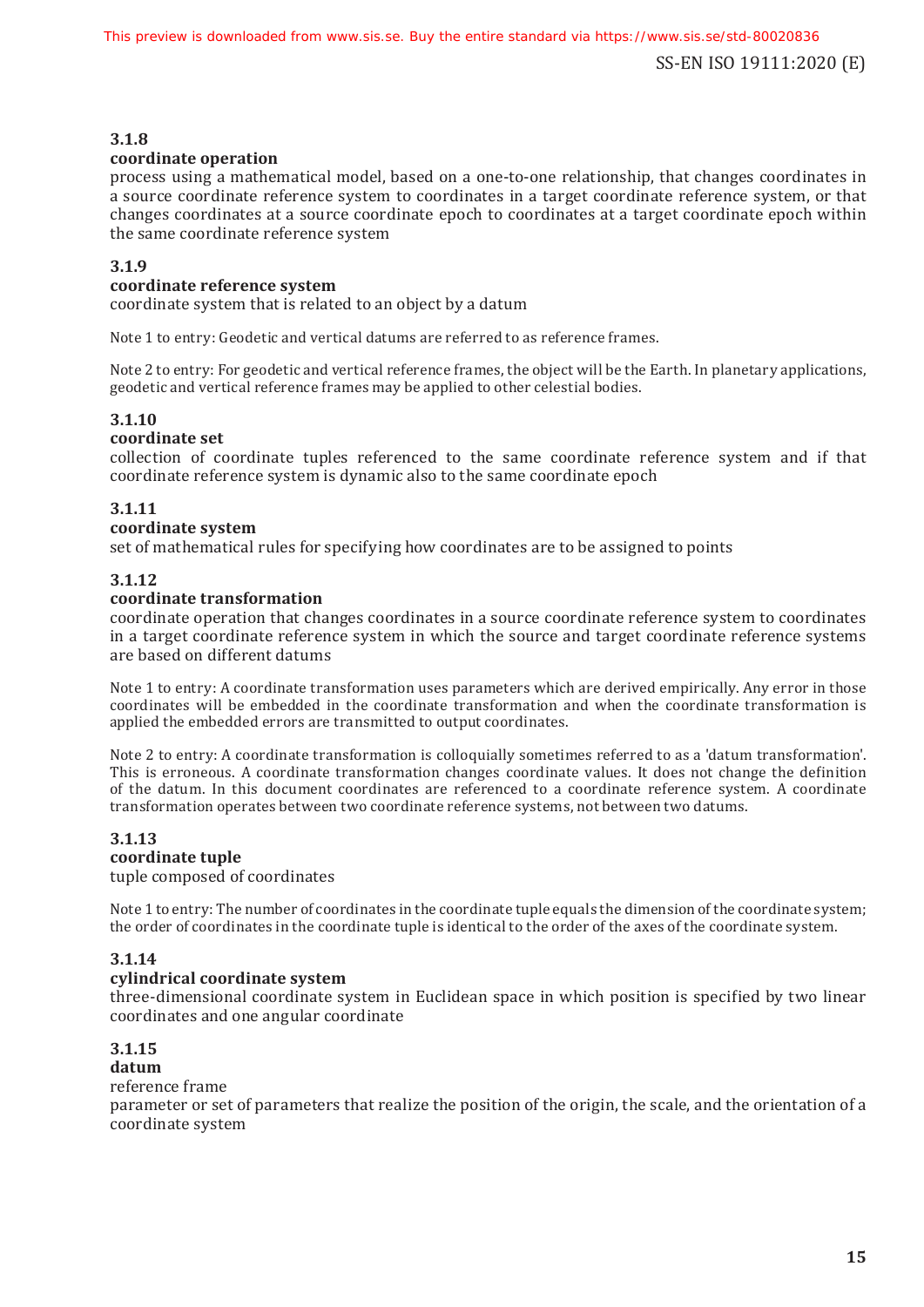### 3.1.8

**coordinate operation**

process using a mathematical model, based on a one-to-one relationship, that changes coordinates in a source coordinate reference system to coordinates in a target coordinate reference system, or that changes coordinates at a source coordinate epoch to coordinates at a target coordinate epoch within the same coordinate reference system

### 3.1.9

**coordinate reference system**

coordinate system that is related to an object by a datum

Note 1 to entry: Geodetic and vertical datums are referred to as reference frames.

Note 2 to entry: For geodetic and vertical reference frames, the object will be the Earth. In planetary applications, geodetic and vertical reference frames may be applied to other celestial bodies.

### 3.1.10

**coordinate set**

collection of coordinate tuples referenced to the same coordinate reference system and if that coordinate reference system is dynamic also to the same coordinate epoch

### 3.1.11

**coordinate system**

set of mathematical rules for specifying how coordinates are to be assigned to points

### 3.1.12

**coordinate transformation**

coordinate operation that changes coordinates in a source coordinate reference system to coordinates in a target coordinate reference system in which the source and target coordinate reference systems are based on different datums

Note 1 to entry: A coordinate transformation uses parameters which are derived empirically. Any error in those coordinates will be embedded in the coordinate transformation and when the coordinate transformation is applied the embedded errors are transmitted to output coordinates.

Note 2 to entry: A coordinate transformation is colloquially sometimes referred to as a 'datum transformation'. This is erroneous. A coordinate transformation changes coordinate values. It does not change the definition of the datum. In this document coordinates are referenced to a coordinate reference system. A coordinate transformation operates between two coordinate reference systems, not between two datums.

### 3.1.13

**coordinate tuple**

tuple composed of coordinates

Note 1 to entry: The number of coordinates in the coordinate tuple equals the dimension of the coordinate system; the order of coordinates in the coordinate tuple is identical to the order of the axes of the coordinate system.

### 3.1.14

**cylindrical coordinate system**

three-dimensional coordinate system in Euclidean space in which position is specified by two linear coordinates and one angular coordinate

### 3.1.15

**datum**

reference frame

parameter or set of parameters that realize the position of the origin, the scale, and the orientation of a coordinate system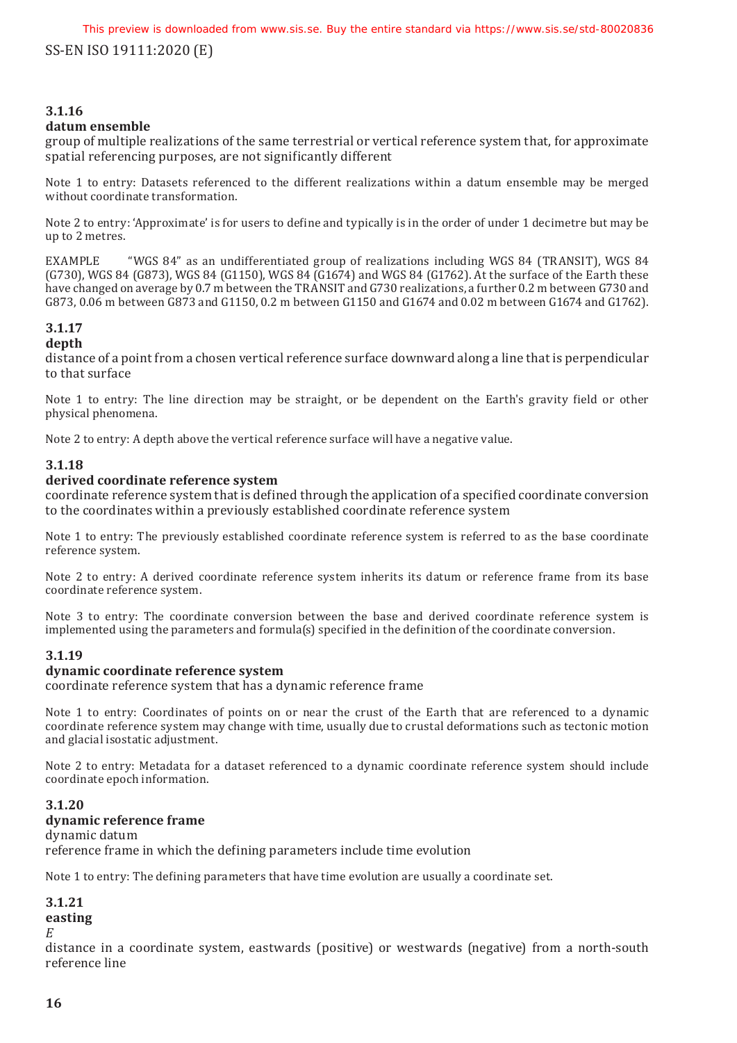### 3.1.16

**datum ensemble**

group of multiple realizations of the same terrestrial or vertical reference system that, for approximate spatial referencing purposes, are not significantly different

Note 1 to entry: Datasets referenced to the different realizations within a datum ensemble may be merged without coordinate transformation.

Note 2 to entry: 'Approximate' is for users to define and typically is in the order of under 1 decimetre but may be up to 2 metres.

EXAMPLE "WGS 84" as an undifferentiated group of realizations including WGS 84 (TRANSIT), WGS 84 (G730), WGS 84 (G873), WGS 84 (G1150), WGS 84 (G1674) and WGS 84 (G1762). At the surface of the Earth these have changed on average by 0.7 m between the TRANSIT and G730 realizations, a further 0.2 m between G730 and G873, 0.06 m between G873 and G1150, 0.2 m between G1150 and G1674 and 0.02 m between G1674 and G1762).

### 3.1.17

**depth**

distance of a point from a chosen vertical reference surface downward along a line that is perpendicular to that surface

Note 1 to entry: The line direction may be straight, or be dependent on the Earth's gravity field or other physical phenomena.

Note 2 to entry: A depth above the vertical reference surface will have a negative value.

### 3.1.18

**derived coordinate reference system**

coordinate reference system that is defined through the application of a specified coordinate conversion to the coordinates within a previously established coordinate reference system

Note 1 to entry: The previously established coordinate reference system is referred to as the base coordinate reference system.

Note 2 to entry: A derived coordinate reference system inherits its datum or reference frame from its base coordinate reference system.

Note 3 to entry: The coordinate conversion between the base and derived coordinate reference system is implemented using the parameters and formula(s) specified in the definition of the coordinate conversion.

### 3.1.19

**dynamic coordinate reference system**

coordinate reference system that has a dynamic reference frame

Note 1 to entry: Coordinates of points on or near the crust of the Earth that are referenced to a dynamic coordinate reference system may change with time, usually due to crustal deformations such as tectonic motion and glacial isostatic adjustment.

Note 2 to entry: Metadata for a dataset referenced to a dynamic coordinate reference system should include coordinate epoch information.

### 3.1.20

**dynamic reference frame**

dynamic datum

reference frame in which the defining parameters include time evolution

Note 1 to entry: The defining parameters that have time evolution are usually a coordinate set.

### 3.1.21

**easting**

*E*

distance in a coordinate system, eastwards (positive) or westwards (negative) from a north-south reference line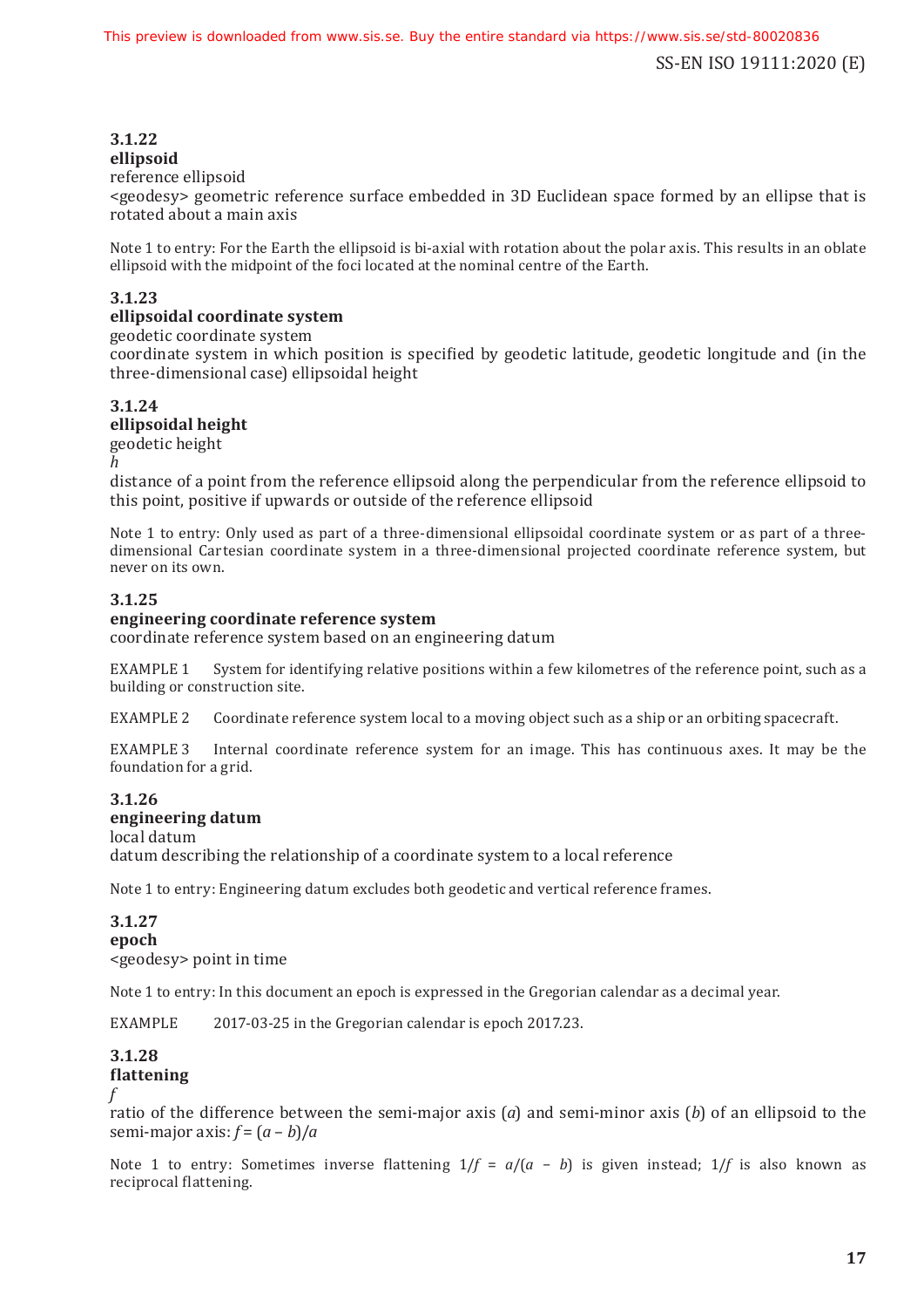### 3.1.22
**ellipsoid**

reference ellipsoid

<geodesy> geometric reference surface embedded in 3D Euclidean space formed by an ellipse that is rotated about a main axis

Note 1 to entry: For the Earth the ellipsoid is bi-axial with rotation about the polar axis. This results in an oblate ellipsoid with the midpoint of the foci located at the nominal centre of the Earth.

### 3.1.23
**ellipsoidal coordinate system**

geodetic coordinate system

coordinate system in which position is specified by geodetic latitude, geodetic longitude and (in the three-dimensional case) ellipsoidal height

### 3.1.24
**ellipsoidal height**

geodetic height

*h*

distance of a point from the reference ellipsoid along the perpendicular from the reference ellipsoid to this point, positive if upwards or outside of the reference ellipsoid

Note 1 to entry: Only used as part of a three-dimensional ellipsoidal coordinate system or as part of a three-dimensional Cartesian coordinate system in a three-dimensional projected coordinate reference system, but never on its own.

### 3.1.25
**engineering coordinate reference system**

coordinate reference system based on an engineering datum

EXAMPLE 1 System for identifying relative positions within a few kilometres of the reference point, such as a building or construction site.

EXAMPLE 2 Coordinate reference system local to a moving object such as a ship or an orbiting spacecraft.

EXAMPLE 3 Internal coordinate reference system for an image. This has continuous axes. It may be the foundation for a grid.

### 3.1.26
**engineering datum**

local datum

datum describing the relationship of a coordinate system to a local reference

Note 1 to entry: Engineering datum excludes both geodetic and vertical reference frames.

### 3.1.27
**epoch**

<geodesy> point in time

Note 1 to entry: In this document an epoch is expressed in the Gregorian calendar as a decimal year.

EXAMPLE 2017-03-25 in the Gregorian calendar is epoch 2017.23.

### 3.1.28
**flattening**

*f*

ratio of the difference between the semi-major axis ($a$) and semi-minor axis ($b$) of an ellipsoid to the semi-major axis: $f = (a - b)/a$

Note 1 to entry: Sometimes inverse flattening $1/f = a/(a - b)$ is given instead; $1/f$ is also known as reciprocal flattening.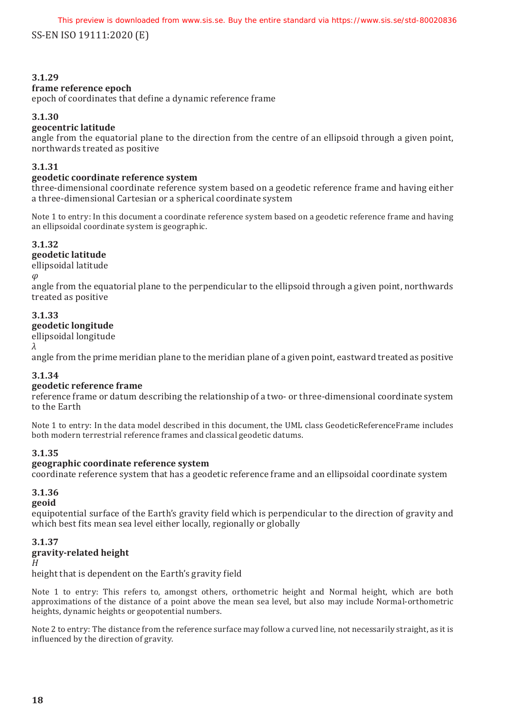**3.1.29**

**frame reference epoch**

epoch of coordinates that define a dynamic reference frame

**3.1.30**

**geocentric latitude**

angle from the equatorial plane to the direction from the centre of an ellipsoid through a given point, northwards treated as positive

**3.1.31**

**geodetic coordinate reference system**

three-dimensional coordinate reference system based on a geodetic reference frame and having either a three-dimensional Cartesian or a spherical coordinate system

Note 1 to entry: In this document a coordinate reference system based on a geodetic reference frame and having an ellipsoidal coordinate system is geographic.

**3.1.32**

**geodetic latitude**

ellipsoidal latitude

$\varphi$

angle from the equatorial plane to the perpendicular to the ellipsoid through a given point, northwards treated as positive

**3.1.33**

**geodetic longitude**

ellipsoidal longitude

$\lambda$

angle from the prime meridian plane to the meridian plane of a given point, eastward treated as positive

**3.1.34**

**geodetic reference frame**

reference frame or datum describing the relationship of a two- or three-dimensional coordinate system to the Earth

Note 1 to entry: In the data model described in this document, the UML class GeodeticReferenceFrame includes both modern terrestrial reference frames and classical geodetic datums.

**3.1.35**

**geographic coordinate reference system**

coordinate reference system that has a geodetic reference frame and an ellipsoidal coordinate system

**3.1.36**

**geoid**

equipotential surface of the Earth's gravity field which is perpendicular to the direction of gravity and which best fits mean sea level either locally, regionally or globally

**3.1.37**

**gravity-related height**

$H$

height that is dependent on the Earth's gravity field

Note 1 to entry: This refers to, amongst others, orthometric height and Normal height, which are both approximations of the distance of a point above the mean sea level, but also may include Normal-orthometric heights, dynamic heights or geopotential numbers.

Note 2 to entry: The distance from the reference surface may follow a curved line, not necessarily straight, as it is influenced by the direction of gravity.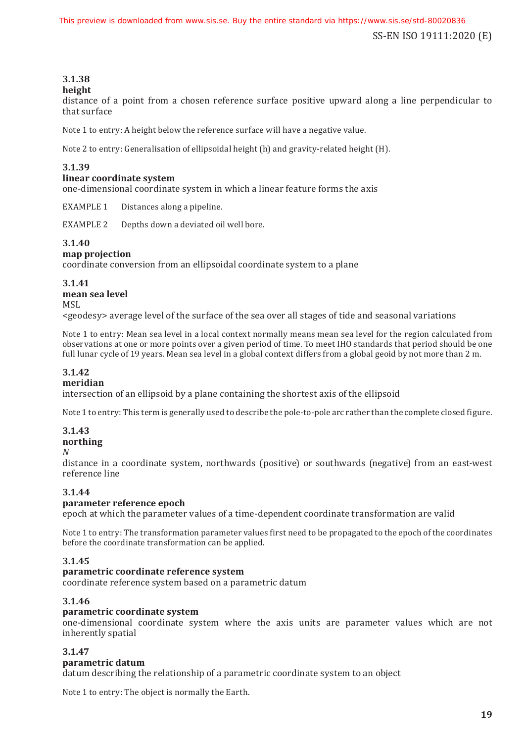**3.1.38**
**height**
distance of a point from a chosen reference surface positive upward along a line perpendicular to that surface

Note 1 to entry: A height below the reference surface will have a negative value.

Note 2 to entry: Generalisation of ellipsoidal height (h) and gravity-related height (H).

**3.1.39**
**linear coordinate system**
one-dimensional coordinate system in which a linear feature forms the axis

EXAMPLE 1 Distances along a pipeline.

EXAMPLE 2 Depths down a deviated oil well bore.

**3.1.40**
**map projection**
coordinate conversion from an ellipsoidal coordinate system to a plane

**3.1.41**
**mean sea level**
MSL
<geodesy> average level of the surface of the sea over all stages of tide and seasonal variations

Note 1 to entry: Mean sea level in a local context normally means mean sea level for the region calculated from observations at one or more points over a given period of time. To meet IHO standards that period should be one full lunar cycle of 19 years. Mean sea level in a global context differs from a global geoid by not more than 2 m.

**3.1.42**
**meridian**
intersection of an ellipsoid by a plane containing the shortest axis of the ellipsoid

Note 1 to entry: This term is generally used to describe the pole-to-pole arc rather than the complete closed figure.

**3.1.43**
**northing**
*N*
distance in a coordinate system, northwards (positive) or southwards (negative) from an east-west reference line

**3.1.44**
**parameter reference epoch**
epoch at which the parameter values of a time-dependent coordinate transformation are valid

Note 1 to entry: The transformation parameter values first need to be propagated to the epoch of the coordinates before the coordinate transformation can be applied.

**3.1.45**
**parametric coordinate reference system**
coordinate reference system based on a parametric datum

**3.1.46**
**parametric coordinate system**
one-dimensional coordinate system where the axis units are parameter values which are not inherently spatial

**3.1.47**
**parametric datum**
datum describing the relationship of a parametric coordinate system to an object

Note 1 to entry: The object is normally the Earth.